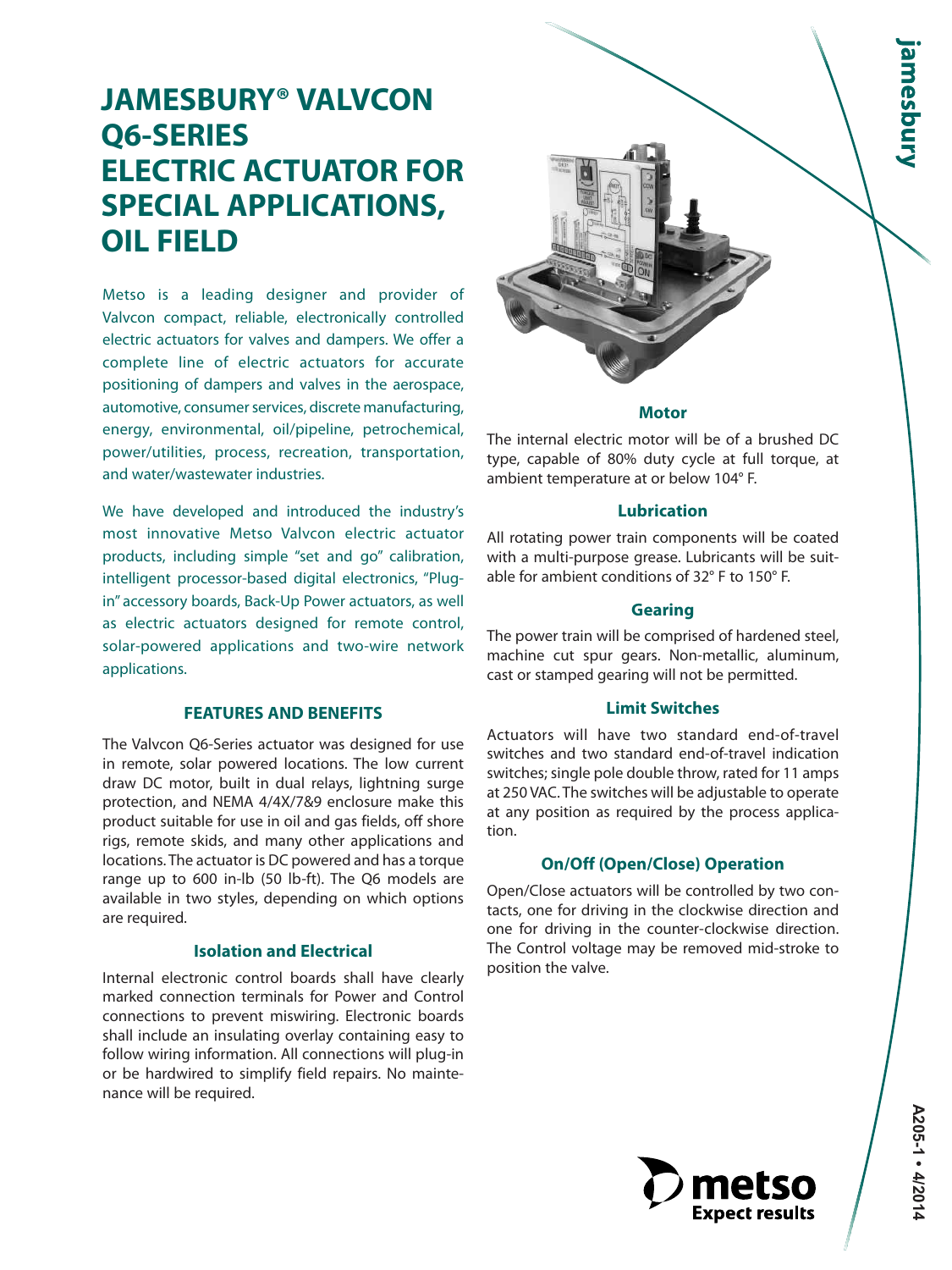# JAMESBURY® VALVCON Q6-SERIES ELECTRIC ACTUATOR FOR SPECIAL APPLICATIONS, OIL FIELD

Metso is a leading designer and provider of Valvcon compact, reliable, electronically controlled electric actuators for valves and dampers. We offer a complete line of electric actuators for accurate positioning of dampers and valves in the aerospace, automotive, consumer services, discrete manufacturing, energy, environmental, oil/pipeline, petrochemical, power/utilities, process, recreation, transportation, and water/wastewater industries.

We have developed and introduced the industry's most innovative Metso Valvcon electric actuator products, including simple "set and go" calibration, intelligent processor-based digital electronics, "Plug-in" accessory boards, Back-Up Power actuators, as well as electric actuators designed for remote control, solar-powered applications and two-wire network applications.

## FEATURES AND BENEFITS

The Valvcon Q6-Series actuator was designed for use in remote, solar powered locations. The low current draw DC motor, built in dual relays, lightning surge protection, and NEMA 4/4X/7&9 enclosure make this product suitable for use in oil and gas fields, off shore rigs, remote skids, and many other applications and locations. The actuator is DC powered and has a torque range up to 600 in-lb (50 lb-ft). The Q6 models are available in two styles, depending on which options are required.

### Isolation and Electrical

Internal electronic control boards shall have clearly marked connection terminals for Power and Control connections to prevent miswiring. Electronic boards shall include an insulating overlay containing easy to follow wiring information. All connections will plug-in or be hardwired to simplify field repairs. No maintenance will be required.

### Motor

The internal electric motor will be of a brushed DC type, capable of 80% duty cycle at full torque, at ambient temperature at or below 104° F.

### Lubrication

All rotating power train components will be coated with a multi-purpose grease. Lubricants will be suitable for ambient conditions of 32° F to 150° F.

### Gearing

The power train will be comprised of hardened steel, machine cut spur gears. Non-metallic, aluminum, cast or stamped gearing will not be permitted.

### Limit Switches

Actuators will have two standard end-of-travel switches and two standard end-of-travel indication switches; single pole double throw, rated for 11 amps at 250 VAC. The switches will be adjustable to operate at any position as required by the process application.

### On/Off (Open/Close) Operation

Open/Close actuators will be controlled by two contacts, one for driving in the clockwise direction and one for driving in the counter-clockwise direction. The Control voltage may be removed mid-stroke to position the valve.

A205-1 • 4/2014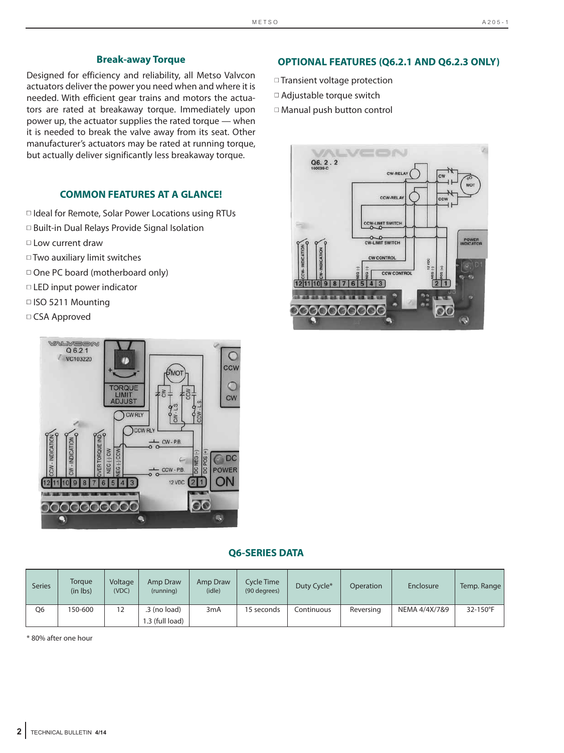## Break-away Torque

Designed for efficiency and reliability, all Metso Valvcon actuators deliver the power you need when and where it is needed. With efficient gear trains and motors the actuators are rated at breakaway torque. Immediately upon power up, the actuator supplies the rated torque — when it is needed to break the valve away from its seat. Other manufacturer's actuators may be rated at running torque, but actually deliver significantly less breakaway torque.

## COMMON FEATURES AT A GLANCE!

- Ideal for Remote, Solar Power Locations using RTUs
- Built-in Dual Relays Provide Signal Isolation
- Low current draw
- Two auxiliary limit switches
- One PC board (motherboard only)
- LED input power indicator
- ISO 5211 Mounting
- CSA Approved

## OPTIONAL FEATURES (Q6.2.1 AND Q6.2.3 ONLY)

- Transient voltage protection
- Adjustable torque switch
- Manual push button control

## Q6-SERIES DATA

| Series | Torque (in lbs) | Voltage (VDC) | Amp Draw (running) | Amp Draw (idle) | Cycle Time (90 degrees) | Duty Cycle* | Operation | Enclosure | Temp. Range |
|---|---|---|---|---|---|---|---|---|---|
| Q6 | 150-600 | 12 | .3 (no load)<br>1.3 (full load) | 3mA | 15 seconds | Continuous | Reversing | NEMA 4/4X/7&9 | 32-150°F |

\* 80% after one hour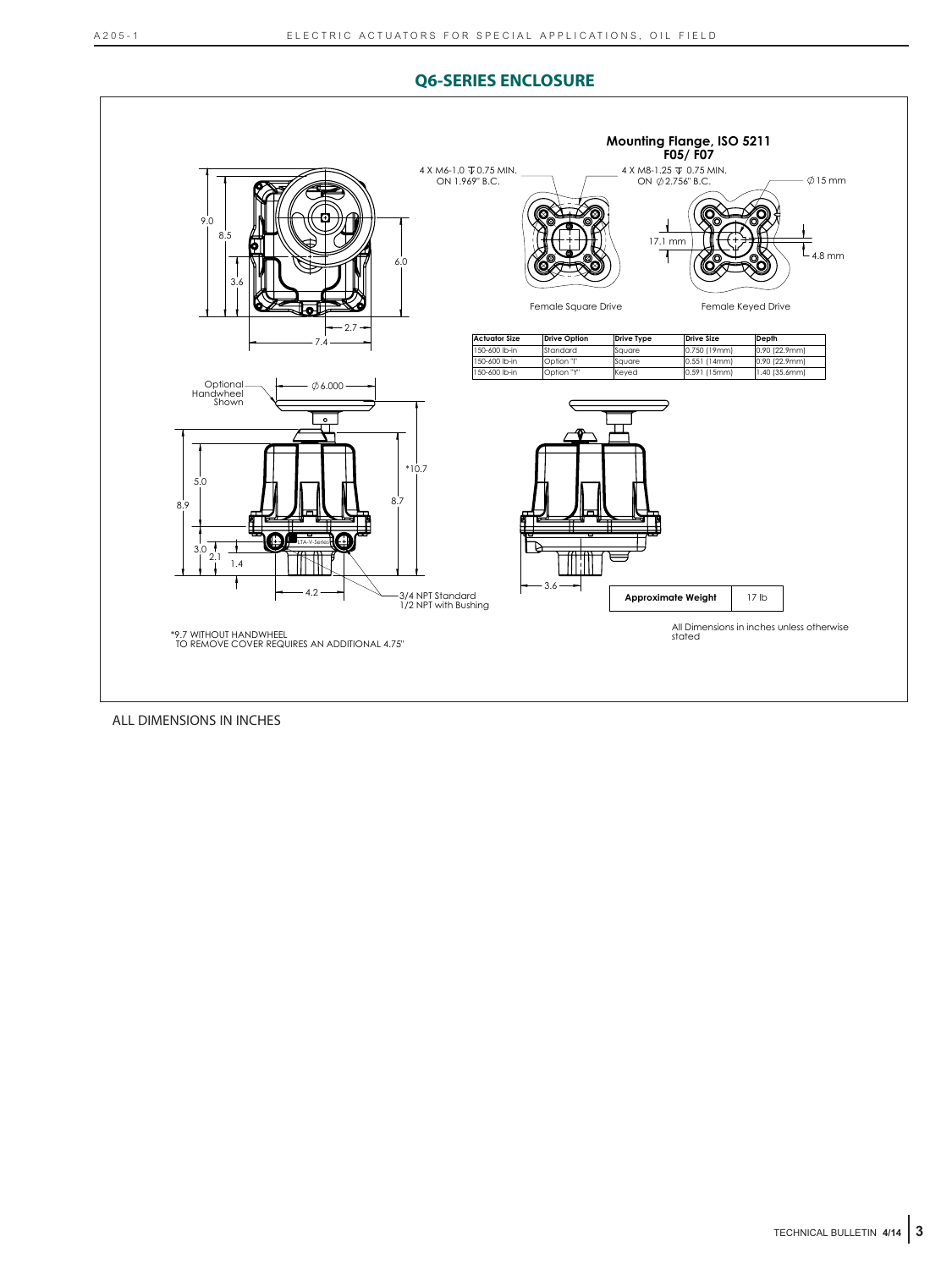## Q6-SERIES ENCLOSURE

**Mounting Flange, ISO 5211 F05/ F07**

4 X M6-1.0 ⊽ 0.75 MIN. ON 1.969" B.C.

4 X M8-1.25 ⊽ 0.75 MIN. ON ∅2.756" B.C.

∅15 mm

17.1 mm

4.8 mm

Female Square Drive

Female Keyed Drive

| Actuator Size | Drive Option | Drive Type | Drive Size | Depth |
|---|---|---|---|---|
| 150-600 lb-in | Standard | Square | 0.750 (19mm) | 0.90 (22.9mm) |
| 150-600 lb-in | Option "f" | Square | 0.551 (14mm) | 0.90 (22.9mm) |
| 150-600 lb-in | Option "Y" | Keyed | 0.591 (15mm) | 1.40 (35.6mm) |

Optional Handwheel Shown

3/4 NPT Standard
1/2 NPT with Bushing

| Approximate Weight | 17 lb |
|---|---|

*9.7 WITHOUT HANDWHEEL
TO REMOVE COVER REQUIRES AN ADDITIONAL 4.75"

All Dimensions in inches unless otherwise stated

ALL DIMENSIONS IN INCHES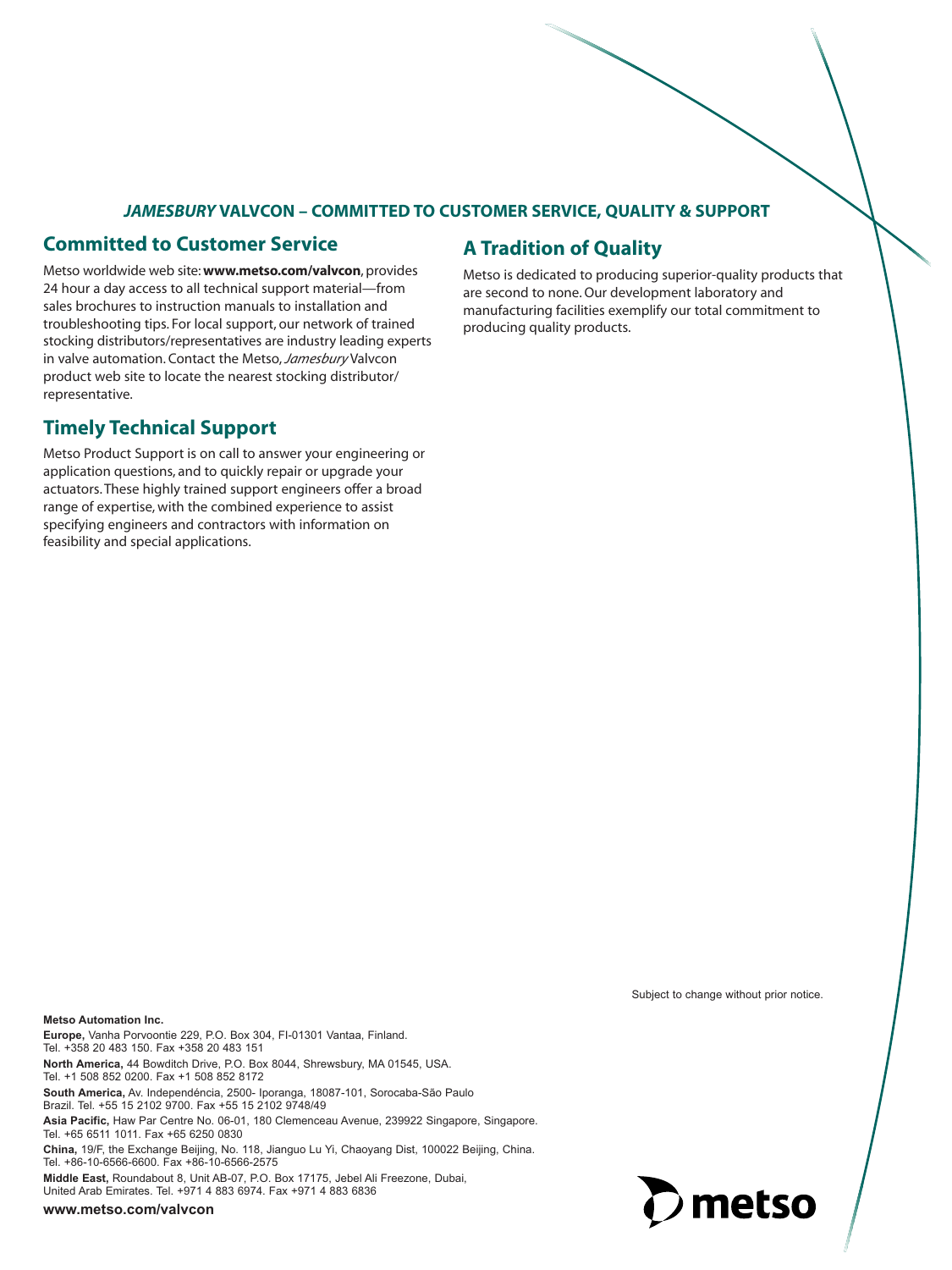## *JAMESBURY* VALVCON – COMMITTED TO CUSTOMER SERVICE, QUALITY & SUPPORT

### Committed to Customer Service

Metso worldwide web site: **www.metso.com/valvcon**, provides 24 hour a day access to all technical support material—from sales brochures to instruction manuals to installation and troubleshooting tips. For local support, our network of trained stocking distributors/representatives are industry leading experts in valve automation. Contact the Metso, *Jamesbury* Valvcon product web site to locate the nearest stocking distributor/representative.

### Timely Technical Support

Metso Product Support is on call to answer your engineering or application questions, and to quickly repair or upgrade your actuators. These highly trained support engineers offer a broad range of expertise, with the combined experience to assist specifying engineers and contractors with information on feasibility and special applications.

### A Tradition of Quality

Metso is dedicated to producing superior-quality products that are second to none. Our development laboratory and manufacturing facilities exemplify our total commitment to producing quality products.

Subject to change without prior notice.

**Metso Automation Inc.**

**Europe,** Vanha Porvoontie 229, P.O. Box 304, FI-01301 Vantaa, Finland.
Tel. +358 20 483 150. Fax +358 20 483 151

**North America,** 44 Bowditch Drive, P.O. Box 8044, Shrewsbury, MA 01545, USA.
Tel. +1 508 852 0200. Fax +1 508 852 8172

**South America,** Av. Independência, 2500- Iporanga, 18087-101, Sorocaba-São Paulo
Brazil. Tel. +55 15 2102 9700. Fax +55 15 2102 9748/49

**Asia Pacific,** Haw Par Centre No. 06-01, 180 Clemenceau Avenue, 239922 Singapore, Singapore.
Tel. +65 6511 1011. Fax +65 6250 0830

**China,** 19/F, the Exchange Beijing, No. 118, Jianguo Lu Yi, Chaoyang Dist, 100022 Beijing, China.
Tel. +86-10-6566-6600. Fax +86-10-6566-2575

**Middle East,** Roundabout 8, Unit AB-07, P.O. Box 17175, Jebel Ali Freezone, Dubai,
United Arab Emirates. Tel. +971 4 883 6974. Fax +971 4 883 6836

**www.metso.com/valvcon**

metso